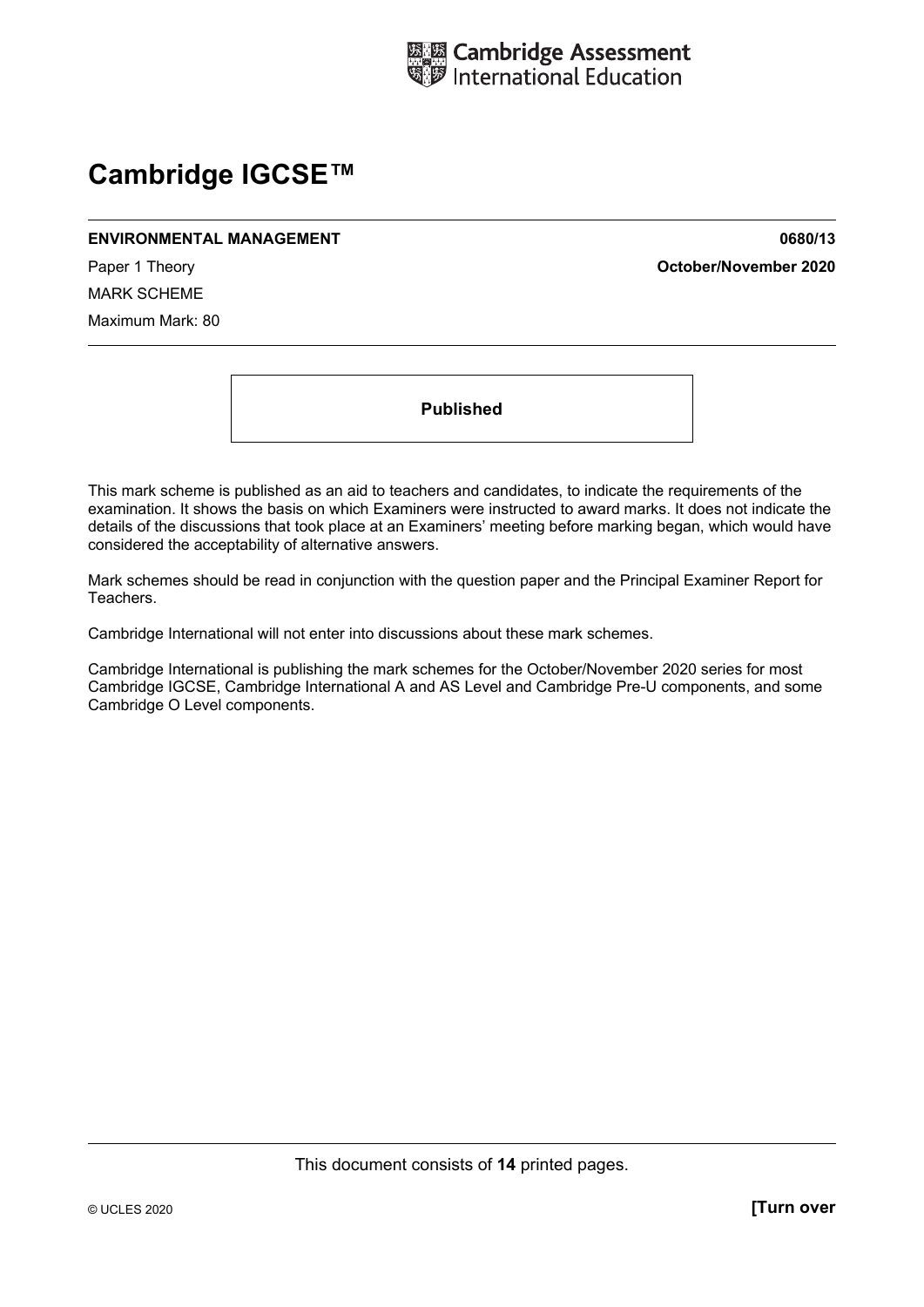Cambridge Assessment International Education

# Cambridge IGCSE™

**ENVIRONMENTAL MANAGEMENT** **0680/13**

Paper 1 Theory **October/November 2020**

MARK SCHEME

Maximum Mark: 80

**Published**

This mark scheme is published as an aid to teachers and candidates, to indicate the requirements of the examination. It shows the basis on which Examiners were instructed to award marks. It does not indicate the details of the discussions that took place at an Examiners' meeting before marking began, which would have considered the acceptability of alternative answers.

Mark schemes should be read in conjunction with the question paper and the Principal Examiner Report for Teachers.

Cambridge International will not enter into discussions about these mark schemes.

Cambridge International is publishing the mark schemes for the October/November 2020 series for most Cambridge IGCSE, Cambridge International A and AS Level and Cambridge Pre-U components, and some Cambridge O Level components.

This document consists of **14** printed pages.

© UCLES 2020 **[Turn over**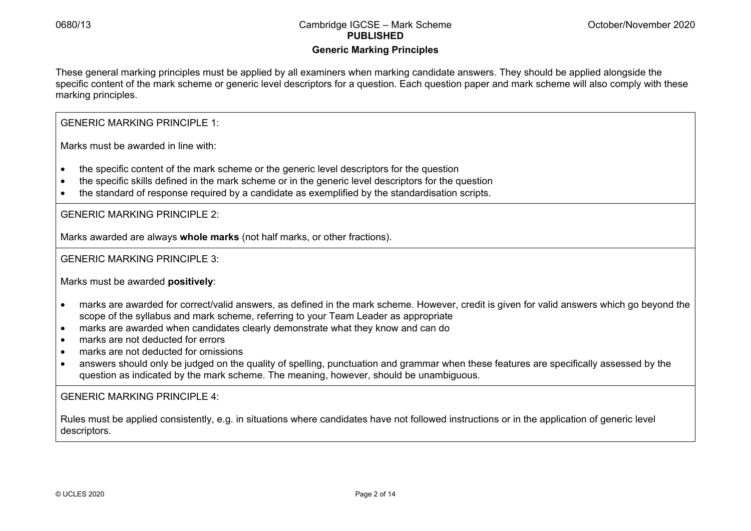## Generic Marking Principles

These general marking principles must be applied by all examiners when marking candidate answers. They should be applied alongside the specific content of the mark scheme or generic level descriptors for a question. Each question paper and mark scheme will also comply with these marking principles.

GENERIC MARKING PRINCIPLE 1:

Marks must be awarded in line with:

- the specific content of the mark scheme or the generic level descriptors for the question
- the specific skills defined in the mark scheme or in the generic level descriptors for the question
- the standard of response required by a candidate as exemplified by the standardisation scripts.

GENERIC MARKING PRINCIPLE 2:

Marks awarded are always **whole marks** (not half marks, or other fractions).

GENERIC MARKING PRINCIPLE 3:

Marks must be awarded **positively**:

- marks are awarded for correct/valid answers, as defined in the mark scheme. However, credit is given for valid answers which go beyond the scope of the syllabus and mark scheme, referring to your Team Leader as appropriate
- marks are awarded when candidates clearly demonstrate what they know and can do
- marks are not deducted for errors
- marks are not deducted for omissions
- answers should only be judged on the quality of spelling, punctuation and grammar when these features are specifically assessed by the question as indicated by the mark scheme. The meaning, however, should be unambiguous.

GENERIC MARKING PRINCIPLE 4:

Rules must be applied consistently, e.g. in situations where candidates have not followed instructions or in the application of generic level descriptors.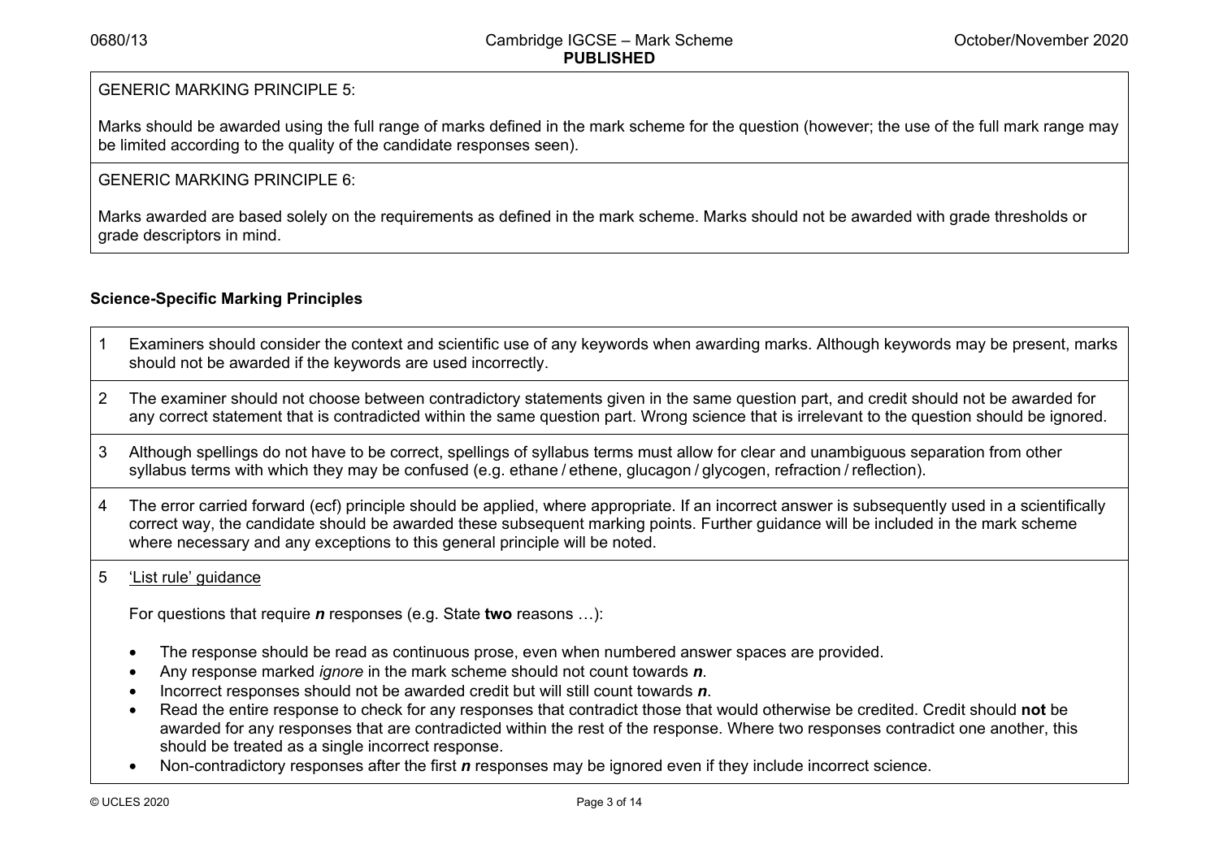GENERIC MARKING PRINCIPLE 5:

Marks should be awarded using the full range of marks defined in the mark scheme for the question (however; the use of the full mark range may be limited according to the quality of the candidate responses seen).

GENERIC MARKING PRINCIPLE 6:

Marks awarded are based solely on the requirements as defined in the mark scheme. Marks should not be awarded with grade thresholds or grade descriptors in mind.

**Science-Specific Marking Principles**

1. Examiners should consider the context and scientific use of any keywords when awarding marks. Although keywords may be present, marks should not be awarded if the keywords are used incorrectly.

2. The examiner should not choose between contradictory statements given in the same question part, and credit should not be awarded for any correct statement that is contradicted within the same question part. Wrong science that is irrelevant to the question should be ignored.

3. Although spellings do not have to be correct, spellings of syllabus terms must allow for clear and unambiguous separation from other syllabus terms with which they may be confused (e.g. ethane / ethene, glucagon / glycogen, refraction / reflection).

4. The error carried forward (ecf) principle should be applied, where appropriate. If an incorrect answer is subsequently used in a scientifically correct way, the candidate should be awarded these subsequent marking points. Further guidance will be included in the mark scheme where necessary and any exceptions to this general principle will be noted.

5. <u>'List rule' guidance</u>

   For questions that require ***n*** responses (e.g. State **two** reasons …):

   - The response should be read as continuous prose, even when numbered answer spaces are provided.
   - Any response marked *ignore* in the mark scheme should not count towards ***n***.
   - Incorrect responses should not be awarded credit but will still count towards ***n***.
   - Read the entire response to check for any responses that contradict those that would otherwise be credited. Credit should **not** be awarded for any responses that are contradicted within the rest of the response. Where two responses contradict one another, this should be treated as a single incorrect response.
   - Non-contradictory responses after the first ***n*** responses may be ignored even if they include incorrect science.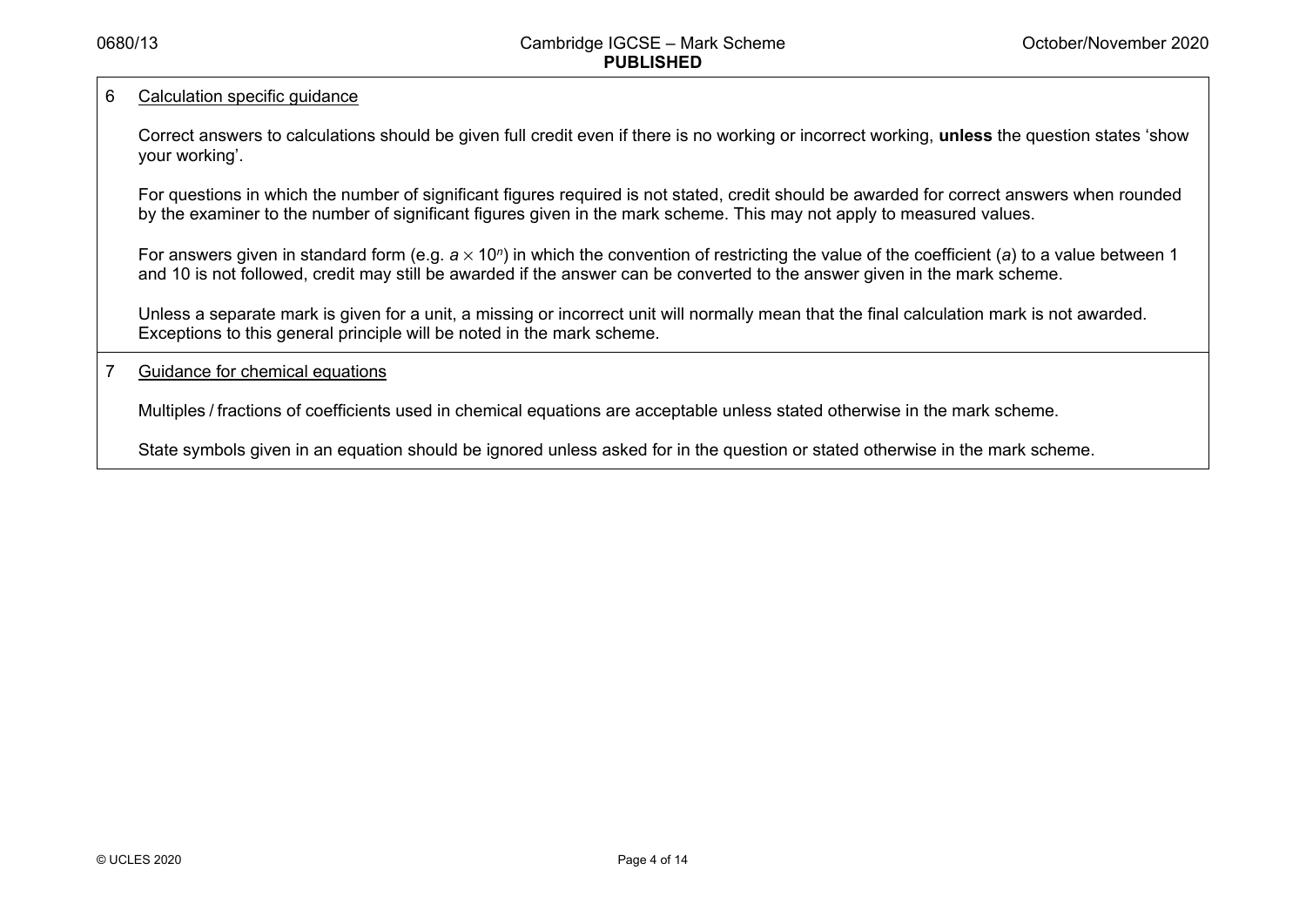6 <u>Calculation specific guidance</u>

Correct answers to calculations should be given full credit even if there is no working or incorrect working, **unless** the question states 'show your working'.

For questions in which the number of significant figures required is not stated, credit should be awarded for correct answers when rounded by the examiner to the number of significant figures given in the mark scheme. This may not apply to measured values.

For answers given in standard form (e.g. $a \times 10^n$) in which the convention of restricting the value of the coefficient ($a$) to a value between 1 and 10 is not followed, credit may still be awarded if the answer can be converted to the answer given in the mark scheme.

Unless a separate mark is given for a unit, a missing or incorrect unit will normally mean that the final calculation mark is not awarded. Exceptions to this general principle will be noted in the mark scheme.

7 <u>Guidance for chemical equations</u>

Multiples / fractions of coefficients used in chemical equations are acceptable unless stated otherwise in the mark scheme.

State symbols given in an equation should be ignored unless asked for in the question or stated otherwise in the mark scheme.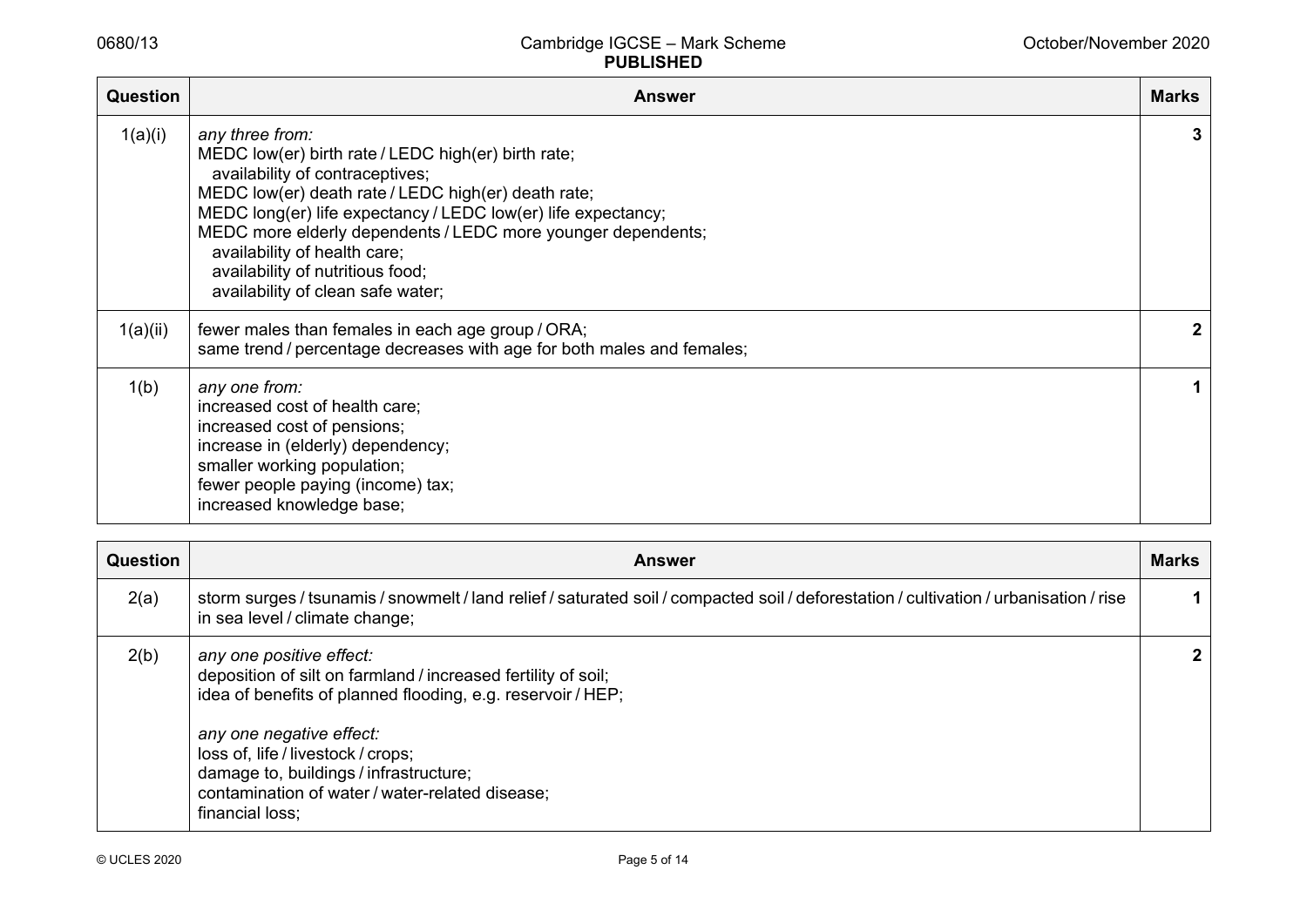| Question | Answer | Marks |
|---|---|---|
| 1(a)(i) | *any three from:*<br>MEDC low(er) birth rate / LEDC high(er) birth rate;<br>  availability of contraceptives;<br>MEDC low(er) death rate / LEDC high(er) death rate;<br>MEDC long(er) life expectancy / LEDC low(er) life expectancy;<br>MEDC more elderly dependents / LEDC more younger dependents;<br>  availability of health care;<br>  availability of nutritious food;<br>  availability of clean safe water; | 3 |
| 1(a)(ii) | fewer males than females in each age group / ORA;<br>same trend / percentage decreases with age for both males and females; | 2 |
| 1(b) | *any one from:*<br>increased cost of health care;<br>increased cost of pensions;<br>increase in (elderly) dependency;<br>smaller working population;<br>fewer people paying (income) tax;<br>increased knowledge base; | 1 |

| Question | Answer | Marks |
|---|---|---|
| 2(a) | storm surges / tsunamis / snowmelt / land relief / saturated soil / compacted soil / deforestation / cultivation / urbanisation / rise in sea level / climate change; | 1 |
| 2(b) | *any one positive effect:*<br>deposition of silt on farmland / increased fertility of soil;<br>idea of benefits of planned flooding, e.g. reservoir / HEP;<br><br>*any one negative effect:*<br>loss of, life / livestock / crops;<br>damage to, buildings / infrastructure;<br>contamination of water / water-related disease;<br>financial loss; | 2 |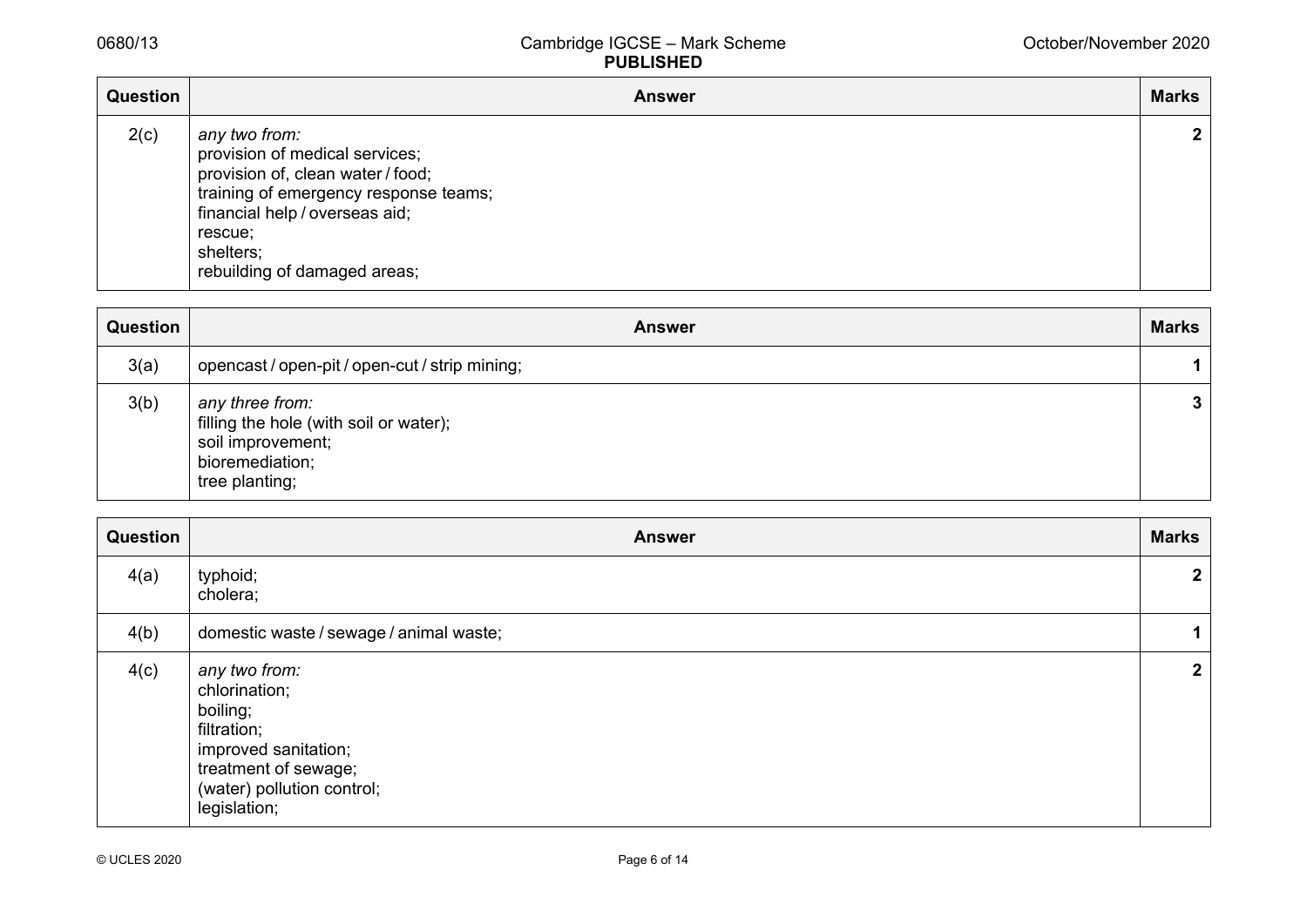| Question | Answer | Marks |
|---|---|---|
| 2(c) | *any two from:*<br>provision of medical services;<br>provision of, clean water / food;<br>training of emergency response teams;<br>financial help / overseas aid;<br>rescue;<br>shelters;<br>rebuilding of damaged areas; | **2** |

| Question | Answer | Marks |
|---|---|---|
| 3(a) | opencast / open-pit / open-cut / strip mining; | **1** |
| 3(b) | *any three from:*<br>filling the hole (with soil or water);<br>soil improvement;<br>bioremediation;<br>tree planting; | **3** |

| Question | Answer | Marks |
|---|---|---|
| 4(a) | typhoid;<br>cholera; | **2** |
| 4(b) | domestic waste / sewage / animal waste; | **1** |
| 4(c) | *any two from:*<br>chlorination;<br>boiling;<br>filtration;<br>improved sanitation;<br>treatment of sewage;<br>(water) pollution control;<br>legislation; | **2** |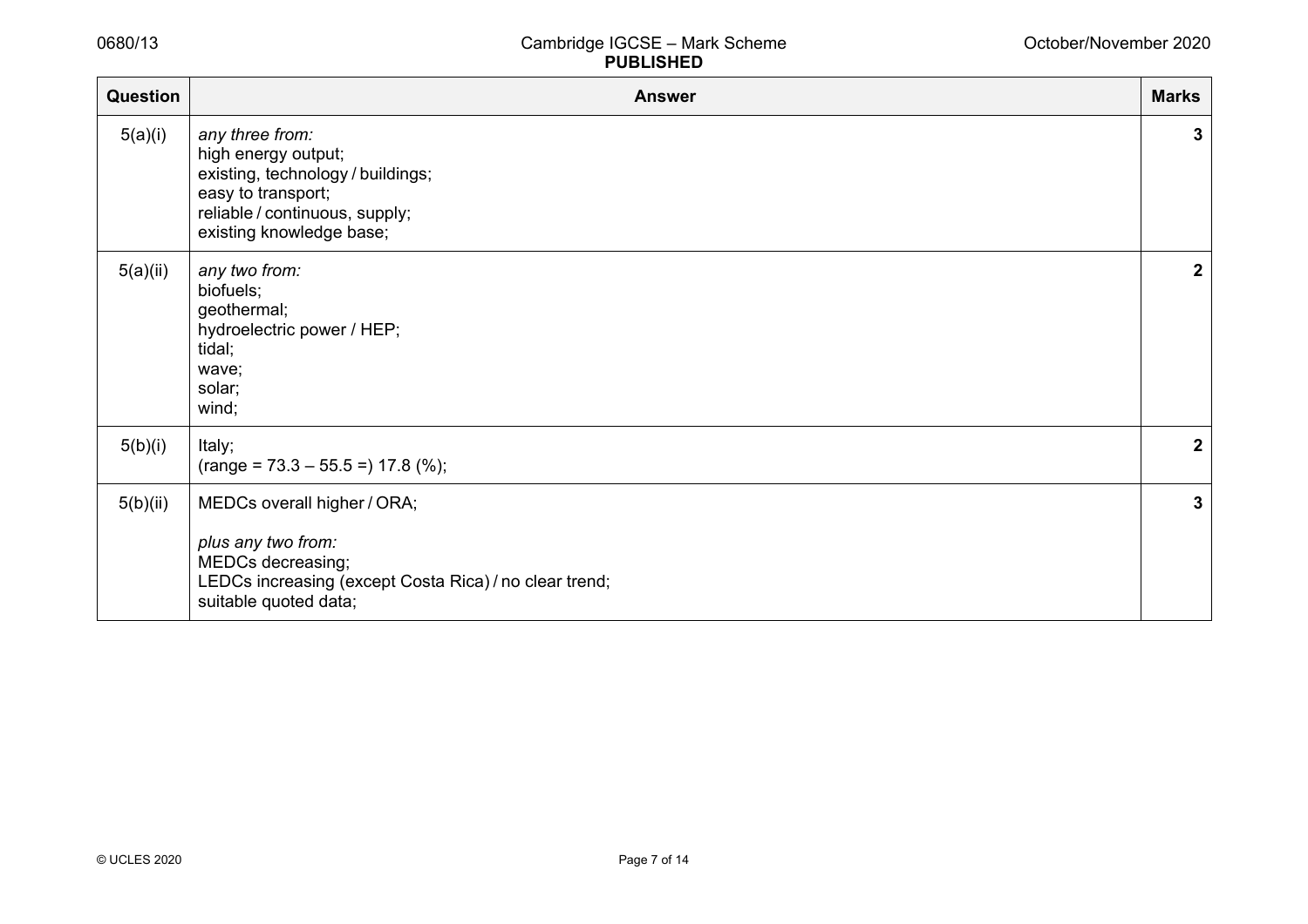| Question | Answer | Marks |
|---|---|---|
| 5(a)(i) | *any three from:*<br>high energy output;<br>existing, technology / buildings;<br>easy to transport;<br>reliable / continuous, supply;<br>existing knowledge base; | 3 |
| 5(a)(ii) | *any two from:*<br>biofuels;<br>geothermal;<br>hydroelectric power / HEP;<br>tidal;<br>wave;<br>solar;<br>wind; | 2 |
| 5(b)(i) | Italy;<br>(range = 73.3 – 55.5 =) 17.8 (%); | 2 |
| 5(b)(ii) | MEDCs overall higher / ORA;<br><br>*plus any two from:*<br>MEDCs decreasing;<br>LEDCs increasing (except Costa Rica) / no clear trend;<br>suitable quoted data; | 3 |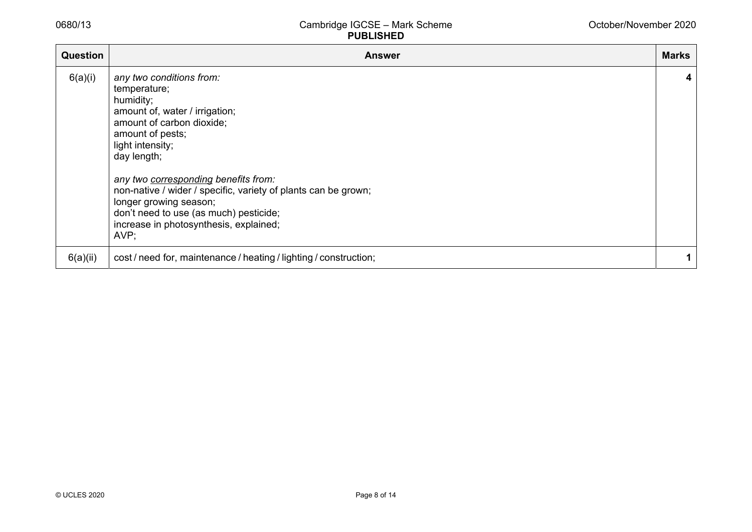| Question | Answer | Marks |
|---|---|---|
| 6(a)(i) | *any two conditions from:*<br>temperature;<br>humidity;<br>amount of, water / irrigation;<br>amount of carbon dioxide;<br>amount of pests;<br>light intensity;<br>day length;<br><br>*any two corresponding benefits from:*<br>non-native / wider / specific, variety of plants can be grown;<br>longer growing season;<br>don't need to use (as much) pesticide;<br>increase in photosynthesis, explained;<br>AVP; | **4** |
| 6(a)(ii) | cost / need for, maintenance / heating / lighting / construction; | **1** |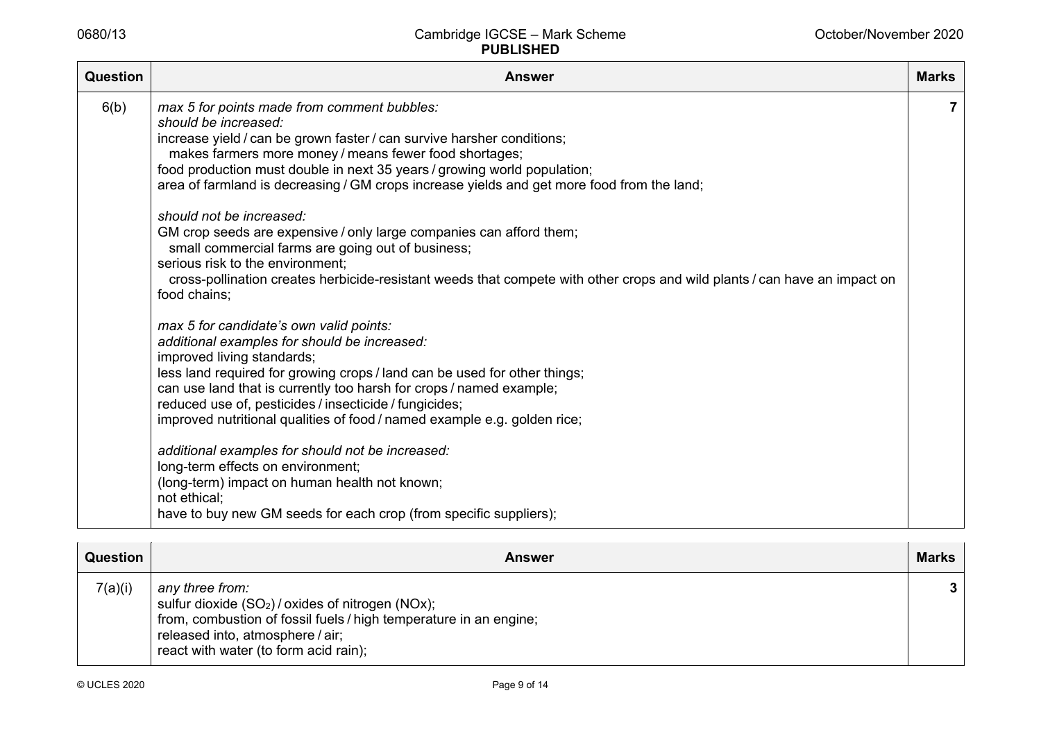| Question | Answer | Marks |
|---|---|---|
| 6(b) | *max 5 for points made from comment bubbles:*<br>*should be increased:*<br>increase yield / can be grown faster / can survive harsher conditions;<br>makes farmers more money / means fewer food shortages;<br>food production must double in next 35 years / growing world population;<br>area of farmland is decreasing / GM crops increase yields and get more food from the land;<br><br>*should not be increased:*<br>GM crop seeds are expensive / only large companies can afford them;<br>small commercial farms are going out of business;<br>serious risk to the environment;<br>cross-pollination creates herbicide-resistant weeds that compete with other crops and wild plants / can have an impact on food chains;<br><br>*max 5 for candidate's own valid points:*<br>*additional examples for should be increased:*<br>improved living standards;<br>less land required for growing crops / land can be used for other things;<br>can use land that is currently too harsh for crops / named example;<br>reduced use of, pesticides / insecticide / fungicides;<br>improved nutritional qualities of food / named example e.g. golden rice;<br><br>*additional examples for should not be increased:*<br>long-term effects on environment;<br>(long-term) impact on human health not known;<br>not ethical;<br>have to buy new GM seeds for each crop (from specific suppliers); | 7 |

| Question | Answer | Marks |
|---|---|---|
| 7(a)(i) | *any three from:*<br>sulfur dioxide ($SO_2$) / oxides of nitrogen (NOx);<br>from, combustion of fossil fuels / high temperature in an engine;<br>released into, atmosphere / air;<br>react with water (to form acid rain); | 3 |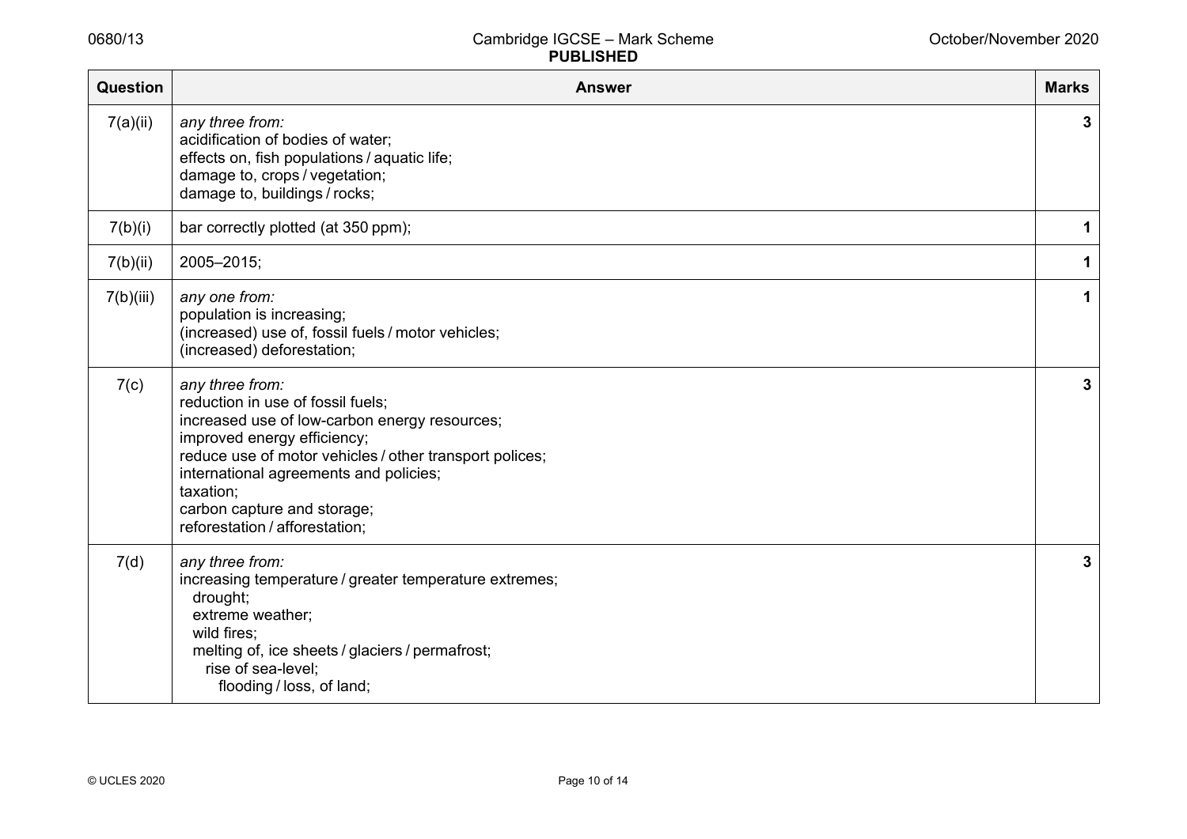| Question | Answer | Marks |
|---|---|---|
| 7(a)(ii) | *any three from:*<br>acidification of bodies of water;<br>effects on, fish populations / aquatic life;<br>damage to, crops / vegetation;<br>damage to, buildings / rocks; | 3 |
| 7(b)(i) | bar correctly plotted (at 350 ppm); | 1 |
| 7(b)(ii) | 2005–2015; | 1 |
| 7(b)(iii) | *any one from:*<br>population is increasing;<br>(increased) use of, fossil fuels / motor vehicles;<br>(increased) deforestation; | 1 |
| 7(c) | *any three from:*<br>reduction in use of fossil fuels;<br>increased use of low-carbon energy resources;<br>improved energy efficiency;<br>reduce use of motor vehicles / other transport polices;<br>international agreements and policies;<br>taxation;<br>carbon capture and storage;<br>reforestation / afforestation; | 3 |
| 7(d) | *any three from:*<br>increasing temperature / greater temperature extremes;<br>drought;<br>extreme weather;<br>wild fires;<br>melting of, ice sheets / glaciers / permafrost;<br>rise of sea-level;<br>flooding / loss, of land; | 3 |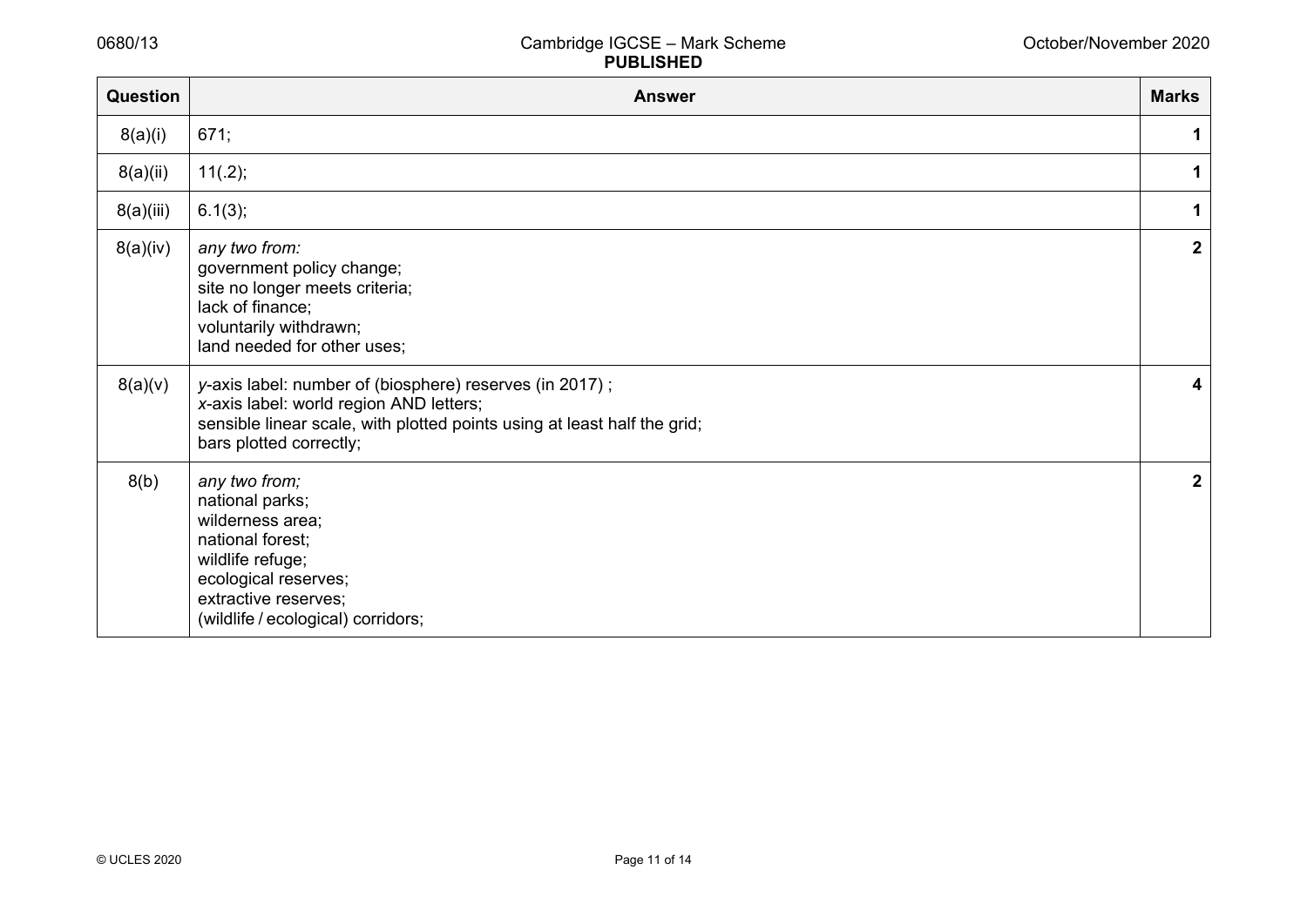| Question | Answer | Marks |
|---|---|---|
| 8(a)(i) | 671; | 1 |
| 8(a)(ii) | 11(.2); | 1 |
| 8(a)(iii) | 6.1(3); | 1 |
| 8(a)(iv) | *any two from:*<br>government policy change;<br>site no longer meets criteria;<br>lack of finance;<br>voluntarily withdrawn;<br>land needed for other uses; | 2 |
| 8(a)(v) | *y*-axis label: number of (biosphere) reserves (in 2017) ;<br>*x*-axis label: world region AND letters;<br>sensible linear scale, with plotted points using at least half the grid;<br>bars plotted correctly; | 4 |
| 8(b) | *any two from;*<br>national parks;<br>wilderness area;<br>national forest;<br>wildlife refuge;<br>ecological reserves;<br>extractive reserves;<br>(wildlife / ecological) corridors; | 2 |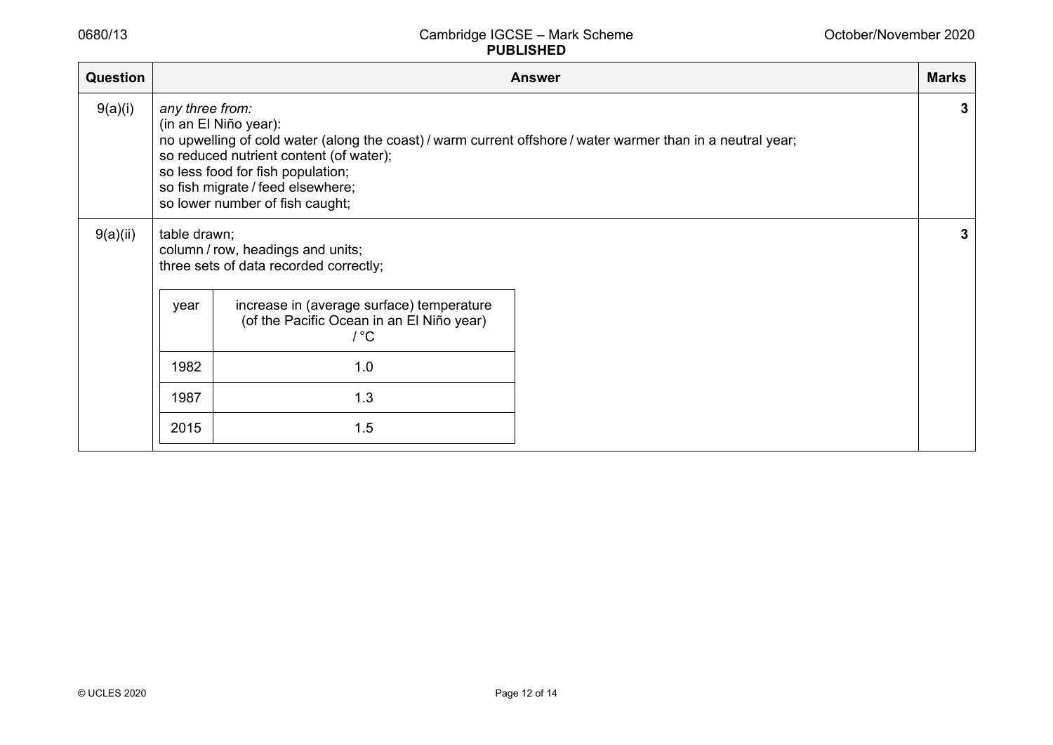| Question | Answer | Marks |
|---|---|---|
| 9(a)(i) | *any three from:*<br>(in an El Niño year):<br>no upwelling of cold water (along the coast) / warm current offshore / water warmer than in a neutral year;<br>so reduced nutrient content (of water);<br>so less food for fish population;<br>so fish migrate / feed elsewhere;<br>so lower number of fish caught; | 3 |
| 9(a)(ii) | table drawn;<br>column / row, headings and units;<br>three sets of data recorded correctly; | 3 |

| year | increase in (average surface) temperature (of the Pacific Ocean in an El Niño year) / °C |
|---|---|
| 1982 | 1.0 |
| 1987 | 1.3 |
| 2015 | 1.5 |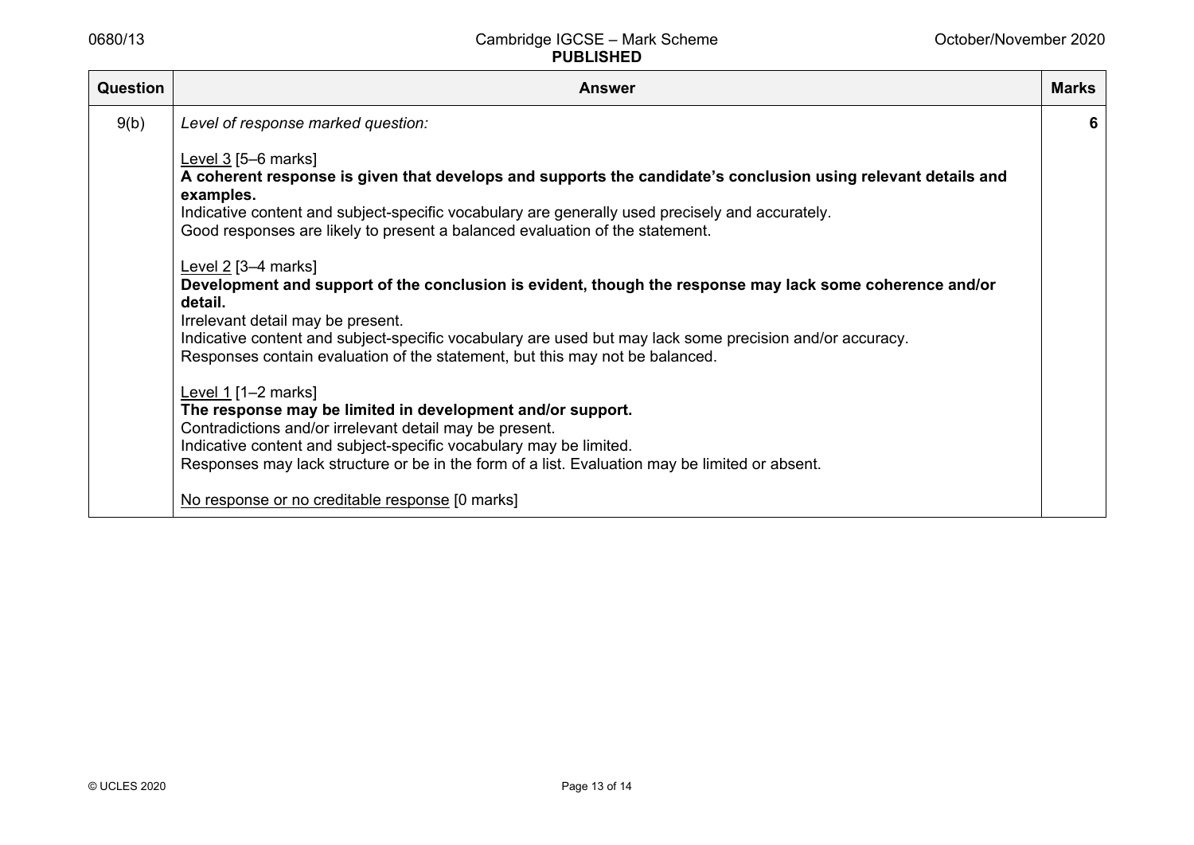| Question | Answer | Marks |
|---|---|---|
| 9(b) | *Level of response marked question:*<br><br>Level 3 [5–6 marks]<br>**A coherent response is given that develops and supports the candidate's conclusion using relevant details and examples.**<br>Indicative content and subject-specific vocabulary are generally used precisely and accurately.<br>Good responses are likely to present a balanced evaluation of the statement.<br><br>Level 2 [3–4 marks]<br>**Development and support of the conclusion is evident, though the response may lack some coherence and/or detail.**<br>Irrelevant detail may be present.<br>Indicative content and subject-specific vocabulary are used but may lack some precision and/or accuracy.<br>Responses contain evaluation of the statement, but this may not be balanced.<br><br>Level 1 [1–2 marks]<br>**The response may be limited in development and/or support.**<br>Contradictions and/or irrelevant detail may be present.<br>Indicative content and subject-specific vocabulary may be limited.<br>Responses may lack structure or be in the form of a list. Evaluation may be limited or absent.<br><br>No response or no creditable response [0 marks] | 6 |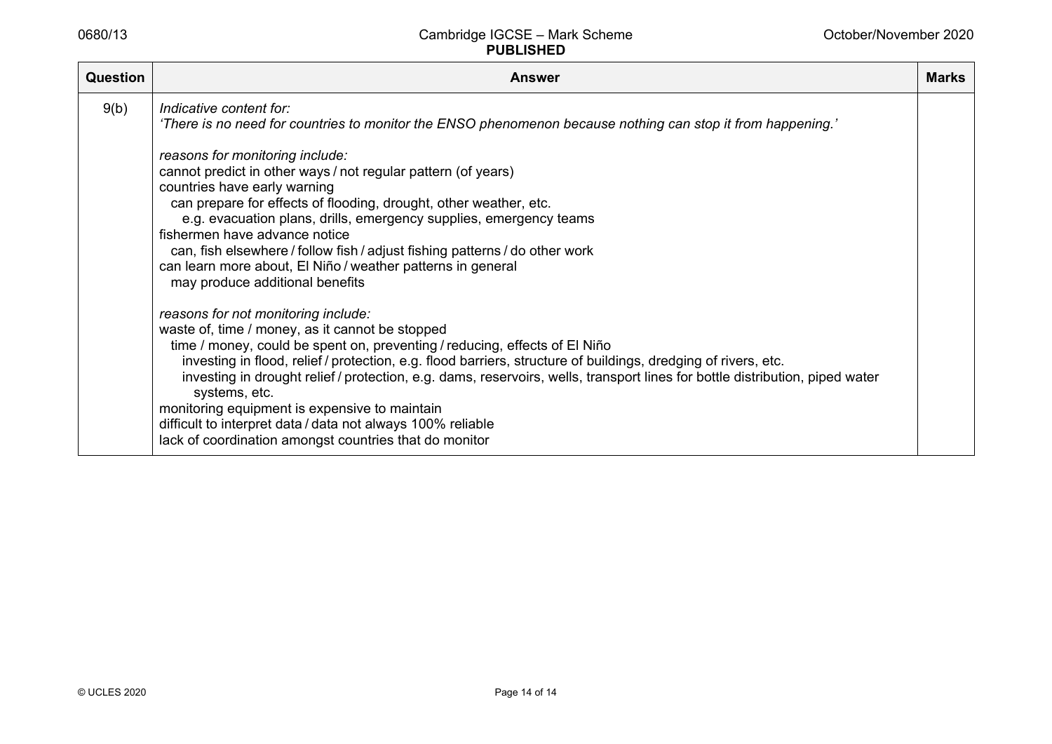| Question | Answer | Marks |
|---|---|---|
| 9(b) | *Indicative content for:*<br>*'There is no need for countries to monitor the ENSO phenomenon because nothing can stop it from happening.'*<br><br>*reasons for monitoring include:*<br>cannot predict in other ways / not regular pattern (of years)<br>countries have early warning<br>can prepare for effects of flooding, drought, other weather, etc.<br>e.g. evacuation plans, drills, emergency supplies, emergency teams<br>fishermen have advance notice<br>can, fish elsewhere / follow fish / adjust fishing patterns / do other work<br>can learn more about, El Niño / weather patterns in general<br>may produce additional benefits<br><br>*reasons for not monitoring include:*<br>waste of, time / money, as it cannot be stopped<br>time / money, could be spent on, preventing / reducing, effects of El Niño<br>investing in flood, relief / protection, e.g. flood barriers, structure of buildings, dredging of rivers, etc.<br>investing in drought relief / protection, e.g. dams, reservoirs, wells, transport lines for bottle distribution, piped water systems, etc.<br>monitoring equipment is expensive to maintain<br>difficult to interpret data / data not always 100% reliable<br>lack of coordination amongst countries that do monitor | |